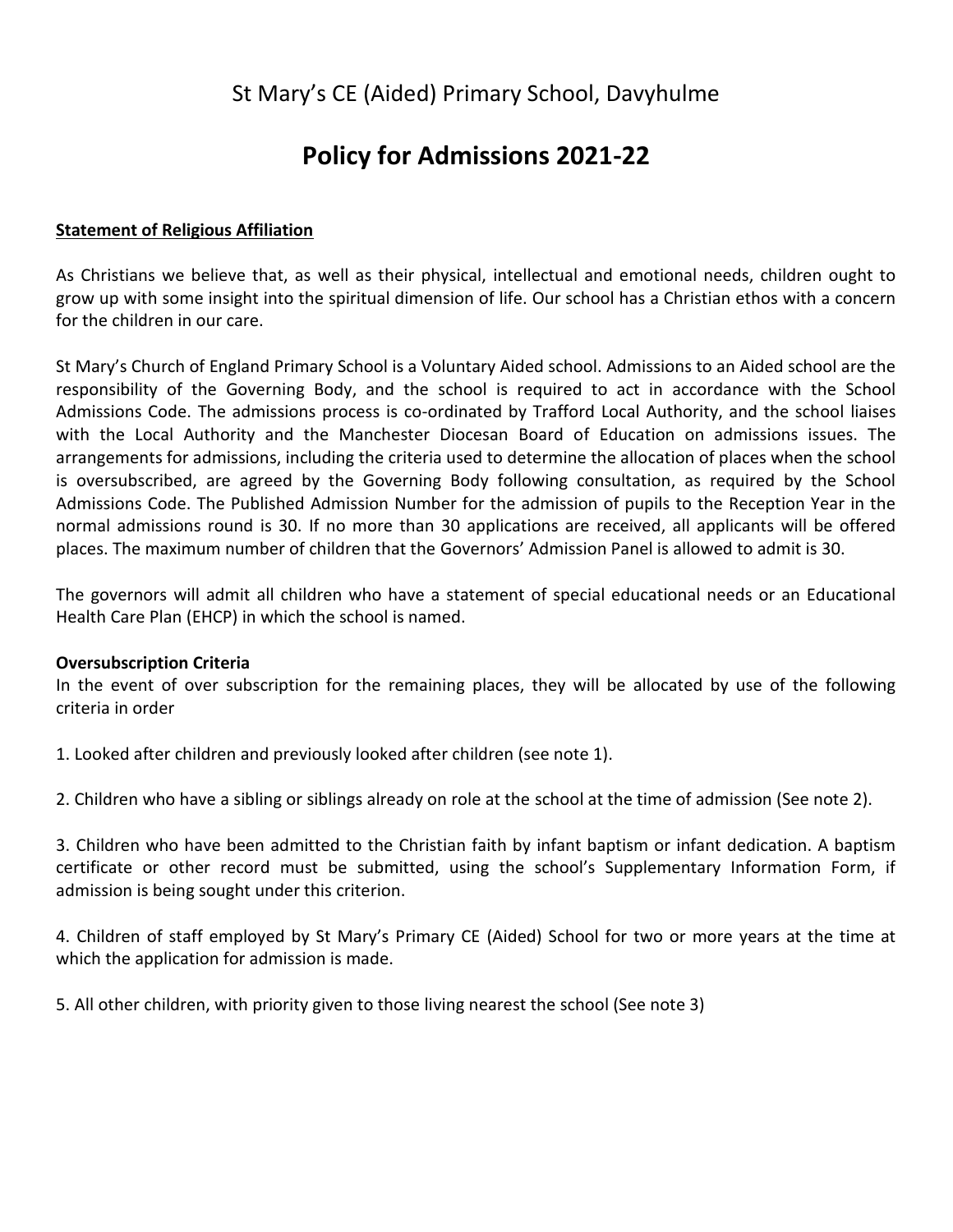St Mary's CE (Aided) Primary School, Davyhulme

# Policy for Admissions 2021-22

**Statement of Religious Affiliation**

As Christians we believe that, as well as their physical, intellectual and emotional needs, children ought to grow up with some insight into the spiritual dimension of life. Our school has a Christian ethos with a concern for the children in our care.

St Mary's Church of England Primary School is a Voluntary Aided school. Admissions to an Aided school are the responsibility of the Governing Body, and the school is required to act in accordance with the School Admissions Code. The admissions process is co-ordinated by Trafford Local Authority, and the school liaises with the Local Authority and the Manchester Diocesan Board of Education on admissions issues. The arrangements for admissions, including the criteria used to determine the allocation of places when the school is oversubscribed, are agreed by the Governing Body following consultation, as required by the School Admissions Code. The Published Admission Number for the admission of pupils to the Reception Year in the normal admissions round is 30. If no more than 30 applications are received, all applicants will be offered places. The maximum number of children that the Governors' Admission Panel is allowed to admit is 30.

The governors will admit all children who have a statement of special educational needs or an Educational Health Care Plan (EHCP) in which the school is named.

**Oversubscription Criteria**

In the event of over subscription for the remaining places, they will be allocated by use of the following criteria in order

1. Looked after children and previously looked after children (see note 1).

2. Children who have a sibling or siblings already on role at the school at the time of admission (See note 2).

3. Children who have been admitted to the Christian faith by infant baptism or infant dedication. A baptism certificate or other record must be submitted, using the school's Supplementary Information Form, if admission is being sought under this criterion.

4. Children of staff employed by St Mary's Primary CE (Aided) School for two or more years at the time at which the application for admission is made.

5. All other children, with priority given to those living nearest the school (See note 3)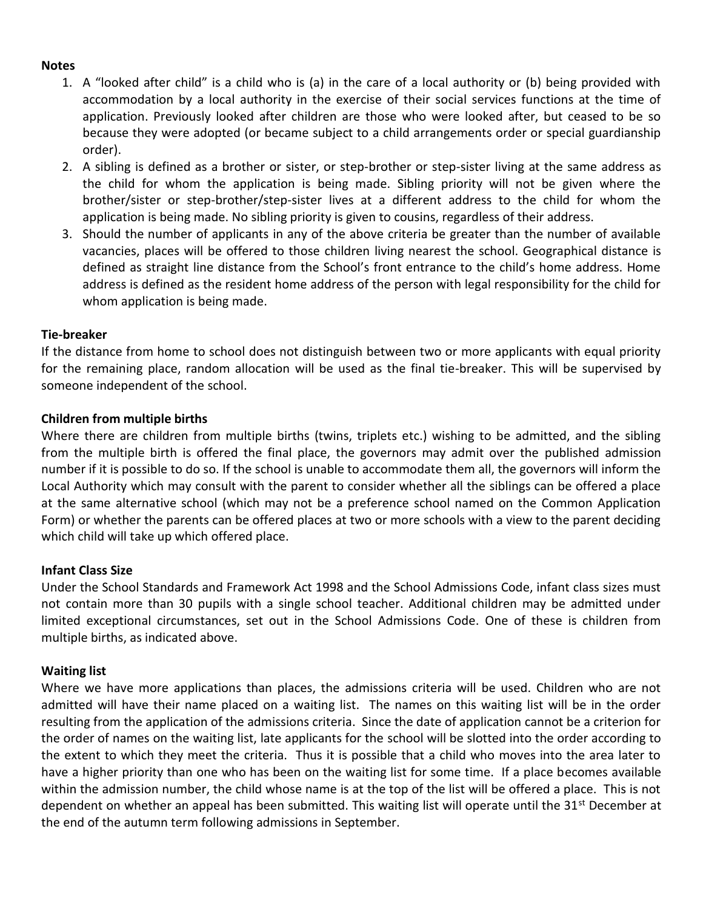**Notes**

1. A "looked after child" is a child who is (a) in the care of a local authority or (b) being provided with accommodation by a local authority in the exercise of their social services functions at the time of application. Previously looked after children are those who were looked after, but ceased to be so because they were adopted (or became subject to a child arrangements order or special guardianship order).
2. A sibling is defined as a brother or sister, or step-brother or step-sister living at the same address as the child for whom the application is being made. Sibling priority will not be given where the brother/sister or step-brother/step-sister lives at a different address to the child for whom the application is being made. No sibling priority is given to cousins, regardless of their address.
3. Should the number of applicants in any of the above criteria be greater than the number of available vacancies, places will be offered to those children living nearest the school. Geographical distance is defined as straight line distance from the School's front entrance to the child's home address. Home address is defined as the resident home address of the person with legal responsibility for the child for whom application is being made.

**Tie-breaker**

If the distance from home to school does not distinguish between two or more applicants with equal priority for the remaining place, random allocation will be used as the final tie-breaker. This will be supervised by someone independent of the school.

**Children from multiple births**

Where there are children from multiple births (twins, triplets etc.) wishing to be admitted, and the sibling from the multiple birth is offered the final place, the governors may admit over the published admission number if it is possible to do so. If the school is unable to accommodate them all, the governors will inform the Local Authority which may consult with the parent to consider whether all the siblings can be offered a place at the same alternative school (which may not be a preference school named on the Common Application Form) or whether the parents can be offered places at two or more schools with a view to the parent deciding which child will take up which offered place.

**Infant Class Size**

Under the School Standards and Framework Act 1998 and the School Admissions Code, infant class sizes must not contain more than 30 pupils with a single school teacher. Additional children may be admitted under limited exceptional circumstances, set out in the School Admissions Code. One of these is children from multiple births, as indicated above.

**Waiting list**

Where we have more applications than places, the admissions criteria will be used. Children who are not admitted will have their name placed on a waiting list. The names on this waiting list will be in the order resulting from the application of the admissions criteria. Since the date of application cannot be a criterion for the order of names on the waiting list, late applicants for the school will be slotted into the order according to the extent to which they meet the criteria. Thus it is possible that a child who moves into the area later to have a higher priority than one who has been on the waiting list for some time. If a place becomes available within the admission number, the child whose name is at the top of the list will be offered a place. This is not dependent on whether an appeal has been submitted. This waiting list will operate until the 31st December at the end of the autumn term following admissions in September.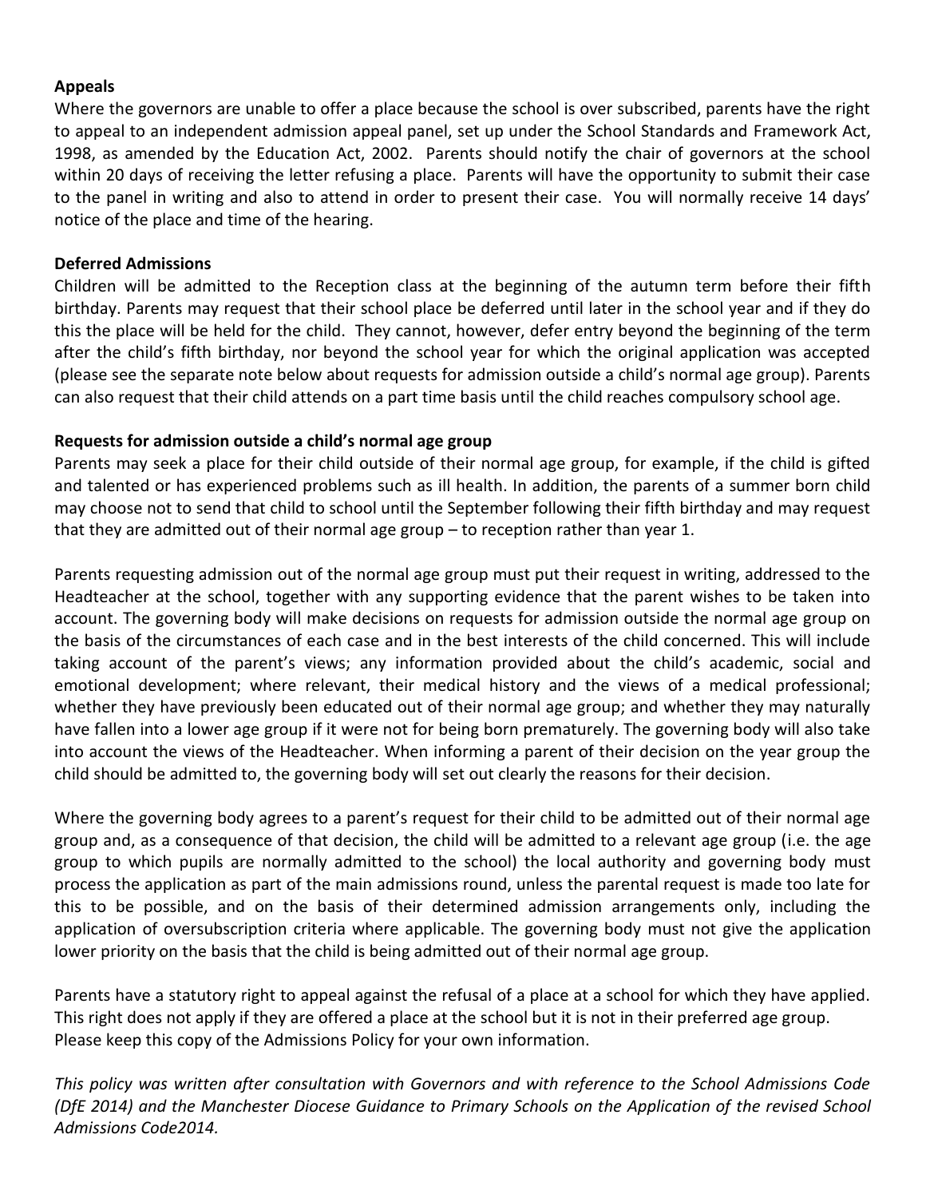**Appeals**

Where the governors are unable to offer a place because the school is over subscribed, parents have the right to appeal to an independent admission appeal panel, set up under the School Standards and Framework Act, 1998, as amended by the Education Act, 2002. Parents should notify the chair of governors at the school within 20 days of receiving the letter refusing a place. Parents will have the opportunity to submit their case to the panel in writing and also to attend in order to present their case. You will normally receive 14 days' notice of the place and time of the hearing.

**Deferred Admissions**

Children will be admitted to the Reception class at the beginning of the autumn term before their fifth birthday. Parents may request that their school place be deferred until later in the school year and if they do this the place will be held for the child. They cannot, however, defer entry beyond the beginning of the term after the child's fifth birthday, nor beyond the school year for which the original application was accepted (please see the separate note below about requests for admission outside a child's normal age group). Parents can also request that their child attends on a part time basis until the child reaches compulsory school age.

**Requests for admission outside a child's normal age group**

Parents may seek a place for their child outside of their normal age group, for example, if the child is gifted and talented or has experienced problems such as ill health. In addition, the parents of a summer born child may choose not to send that child to school until the September following their fifth birthday and may request that they are admitted out of their normal age group – to reception rather than year 1.

Parents requesting admission out of the normal age group must put their request in writing, addressed to the Headteacher at the school, together with any supporting evidence that the parent wishes to be taken into account. The governing body will make decisions on requests for admission outside the normal age group on the basis of the circumstances of each case and in the best interests of the child concerned. This will include taking account of the parent's views; any information provided about the child's academic, social and emotional development; where relevant, their medical history and the views of a medical professional; whether they have previously been educated out of their normal age group; and whether they may naturally have fallen into a lower age group if it were not for being born prematurely. The governing body will also take into account the views of the Headteacher. When informing a parent of their decision on the year group the child should be admitted to, the governing body will set out clearly the reasons for their decision.

Where the governing body agrees to a parent's request for their child to be admitted out of their normal age group and, as a consequence of that decision, the child will be admitted to a relevant age group (i.e. the age group to which pupils are normally admitted to the school) the local authority and governing body must process the application as part of the main admissions round, unless the parental request is made too late for this to be possible, and on the basis of their determined admission arrangements only, including the application of oversubscription criteria where applicable. The governing body must not give the application lower priority on the basis that the child is being admitted out of their normal age group.

Parents have a statutory right to appeal against the refusal of a place at a school for which they have applied. This right does not apply if they are offered a place at the school but it is not in their preferred age group.
Please keep this copy of the Admissions Policy for your own information.

*This policy was written after consultation with Governors and with reference to the School Admissions Code (DfE 2014) and the Manchester Diocese Guidance to Primary Schools on the Application of the revised School Admissions Code2014.*